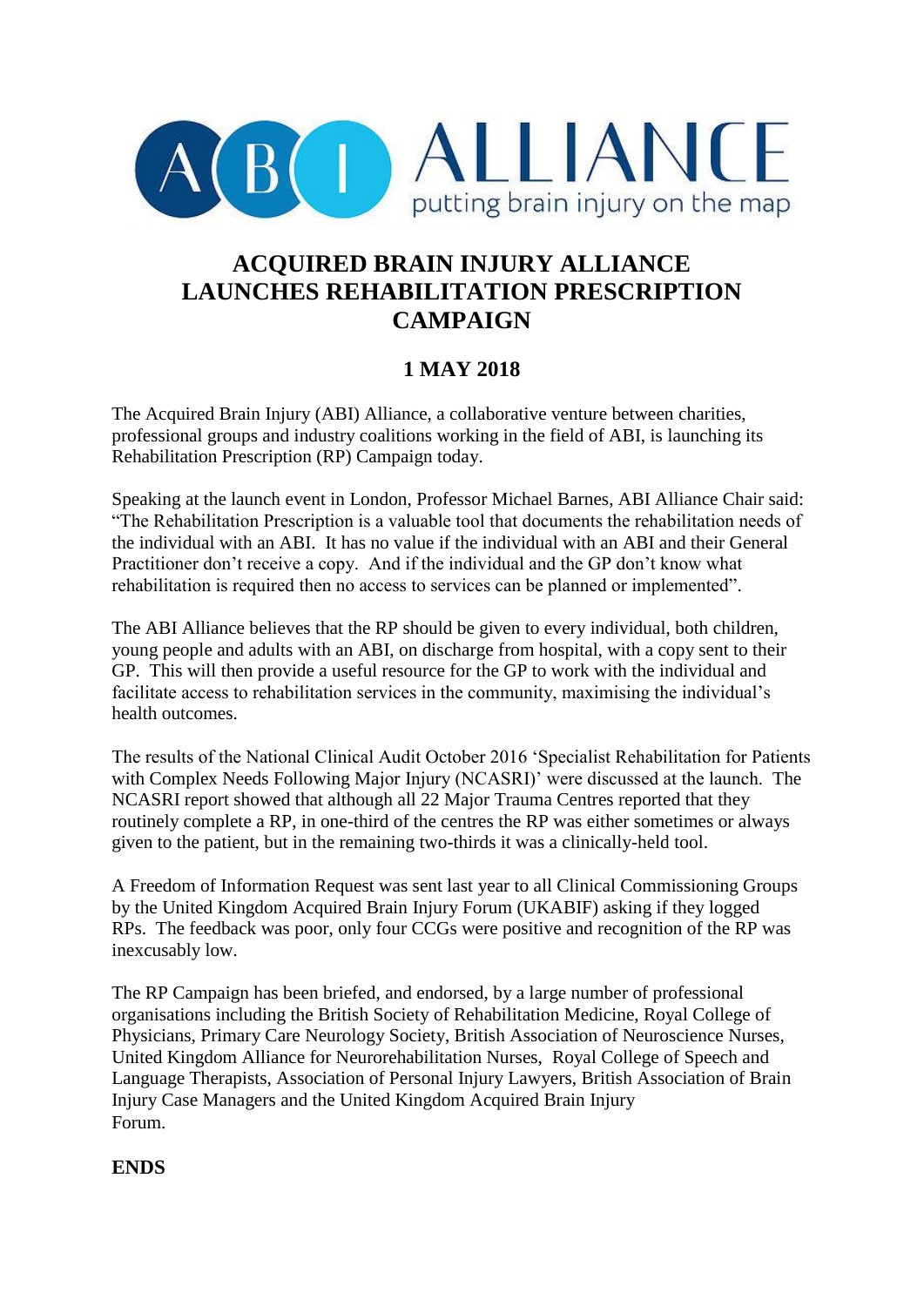ABI ALLIANCE
putting brain injury on the map

# ACQUIRED BRAIN INJURY ALLIANCE LAUNCHES REHABILITATION PRESCRIPTION CAMPAIGN

## 1 MAY 2018

The Acquired Brain Injury (ABI) Alliance, a collaborative venture between charities, professional groups and industry coalitions working in the field of ABI, is launching its Rehabilitation Prescription (RP) Campaign today.

Speaking at the launch event in London, Professor Michael Barnes, ABI Alliance Chair said: "The Rehabilitation Prescription is a valuable tool that documents the rehabilitation needs of the individual with an ABI. It has no value if the individual with an ABI and their General Practitioner don't receive a copy. And if the individual and the GP don't know what rehabilitation is required then no access to services can be planned or implemented".

The ABI Alliance believes that the RP should be given to every individual, both children, young people and adults with an ABI, on discharge from hospital, with a copy sent to their GP. This will then provide a useful resource for the GP to work with the individual and facilitate access to rehabilitation services in the community, maximising the individual's health outcomes.

The results of the National Clinical Audit October 2016 'Specialist Rehabilitation for Patients with Complex Needs Following Major Injury (NCASRI)' were discussed at the launch. The NCASRI report showed that although all 22 Major Trauma Centres reported that they routinely complete a RP, in one-third of the centres the RP was either sometimes or always given to the patient, but in the remaining two-thirds it was a clinically-held tool.

A Freedom of Information Request was sent last year to all Clinical Commissioning Groups by the United Kingdom Acquired Brain Injury Forum (UKABIF) asking if they logged RPs. The feedback was poor, only four CCGs were positive and recognition of the RP was inexcusably low.

The RP Campaign has been briefed, and endorsed, by a large number of professional organisations including the British Society of Rehabilitation Medicine, Royal College of Physicians, Primary Care Neurology Society, British Association of Neuroscience Nurses, United Kingdom Alliance for Neurorehabilitation Nurses, Royal College of Speech and Language Therapists, Association of Personal Injury Lawyers, British Association of Brain Injury Case Managers and the United Kingdom Acquired Brain Injury Forum.

**ENDS**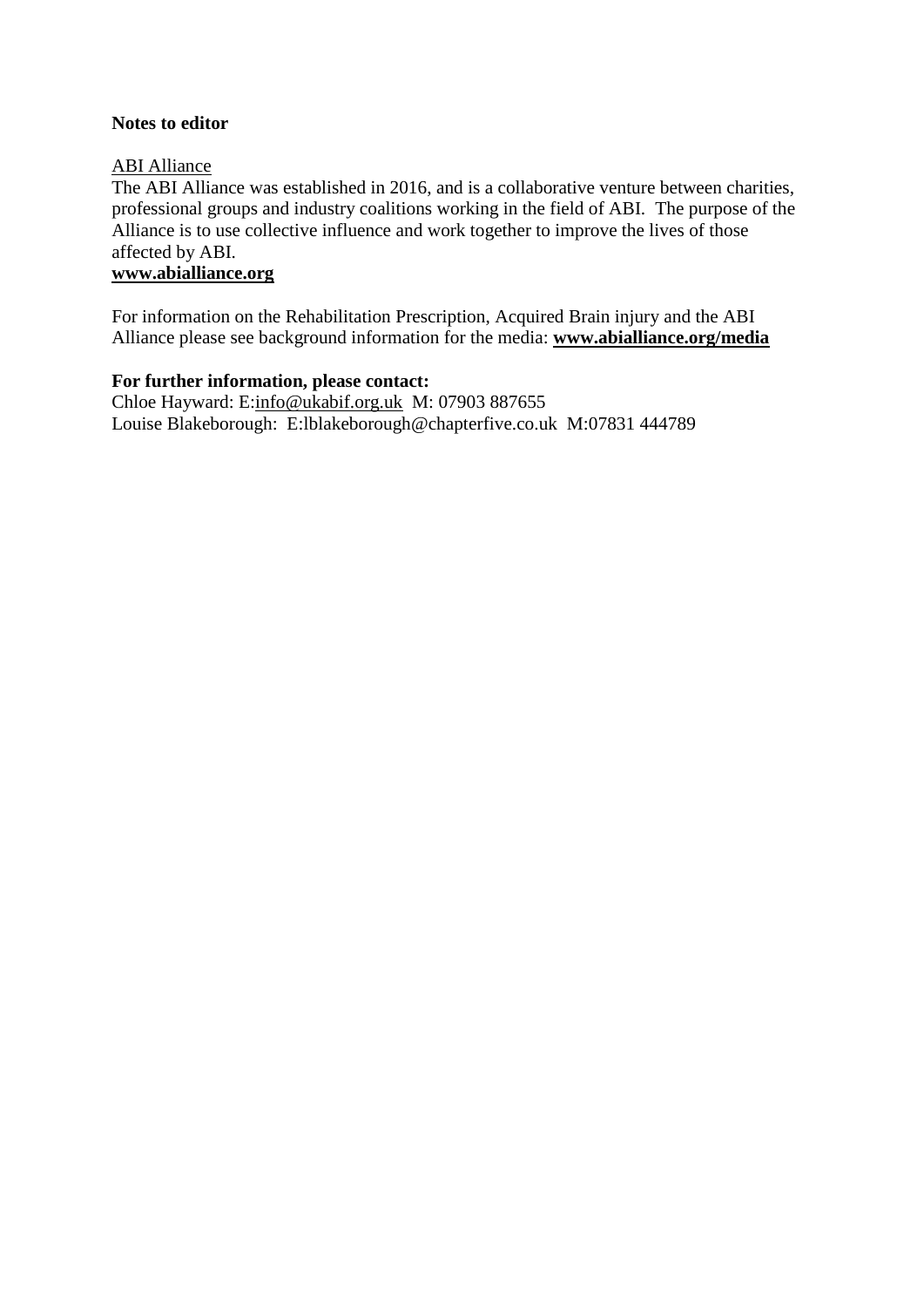**Notes to editor**

ABI Alliance

The ABI Alliance was established in 2016, and is a collaborative venture between charities, professional groups and industry coalitions working in the field of ABI. The purpose of the Alliance is to use collective influence and work together to improve the lives of those affected by ABI.

**www.abialliance.org**

For information on the Rehabilitation Prescription, Acquired Brain injury and the ABI Alliance please see background information for the media: **www.abialliance.org/media**

**For further information, please contact:**

Chloe Hayward: E:info@ukabif.org.uk M: 07903 887655

Louise Blakeborough: E:lblakeborough@chapterfive.co.uk M:07831 444789